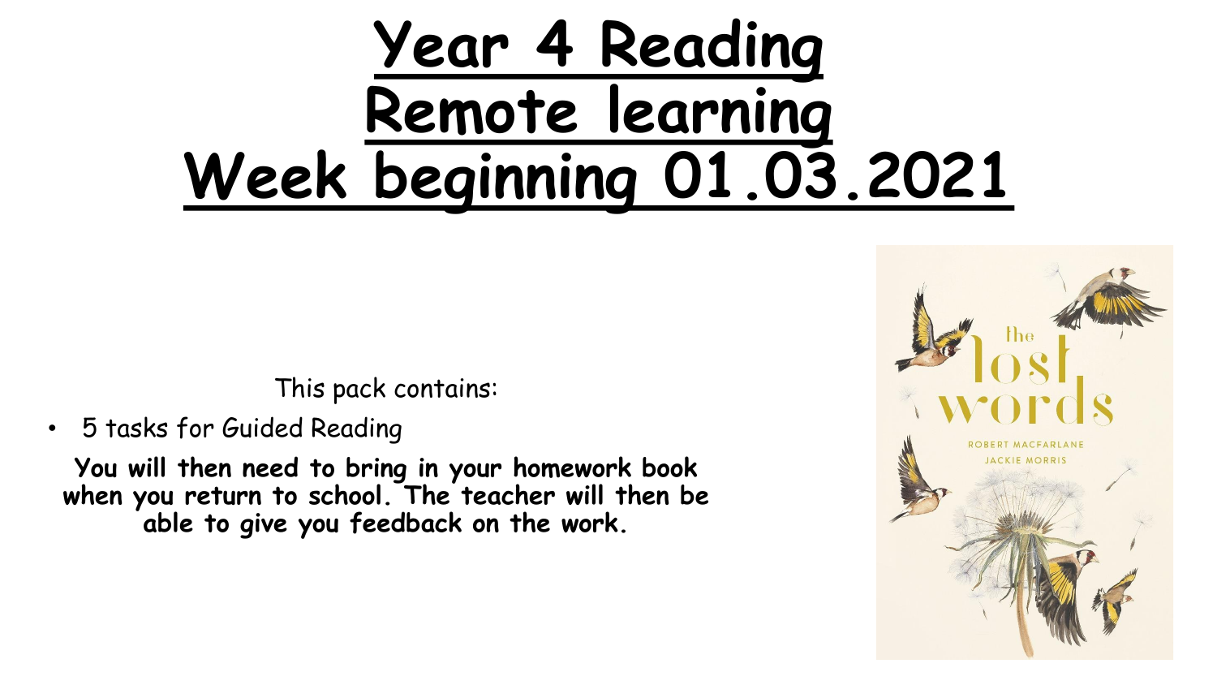# Year 4 Reading
# Remote learning
# Week beginning 01.03.2021

This pack contains:

- 5 tasks for Guided Reading

**You will then need to bring in your homework book when you return to school. The teacher will then be able to give you feedback on the work.**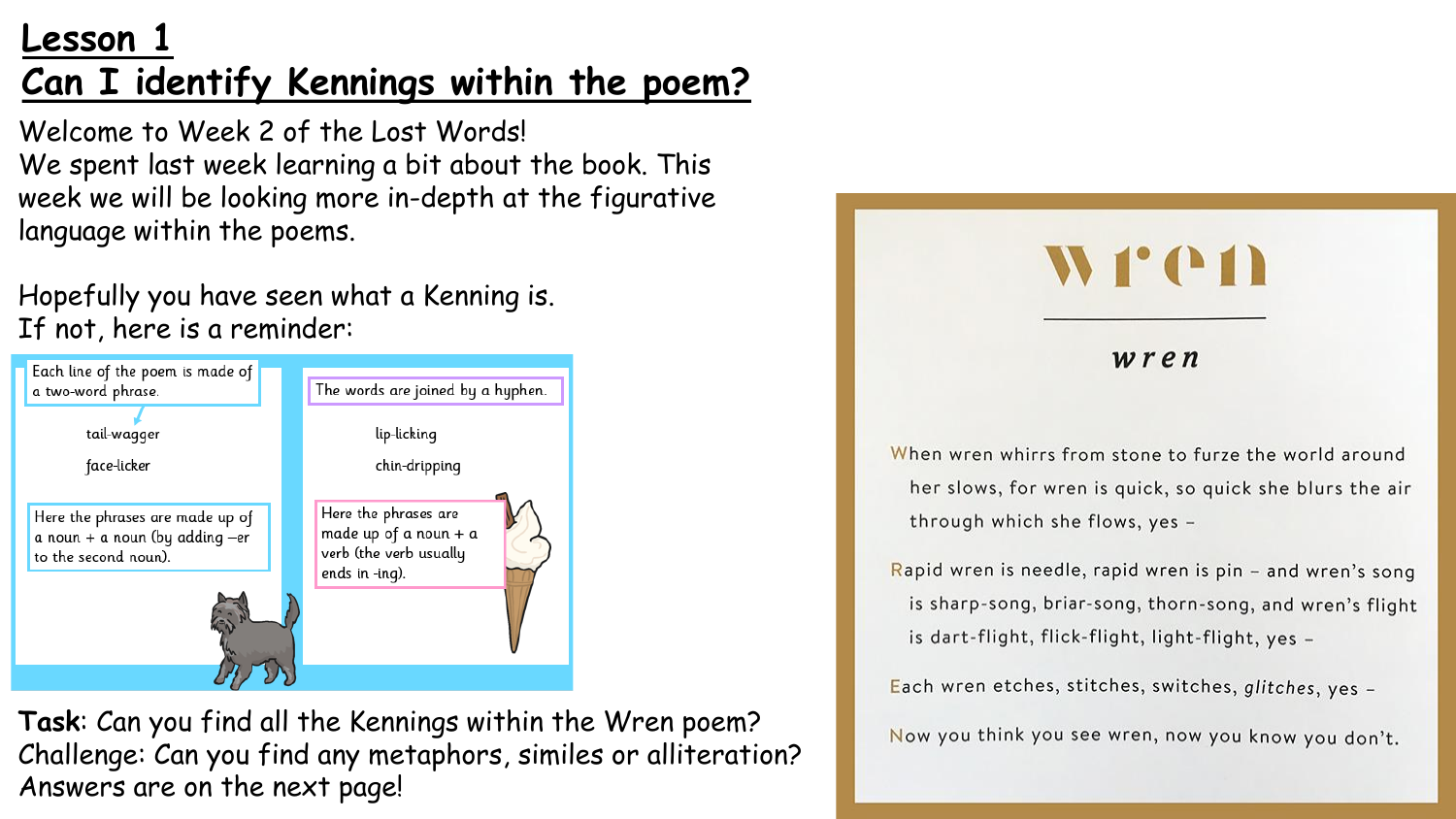# Lesson 1
## Can I identify Kennings within the poem?

Welcome to Week 2 of the Lost Words!
We spent last week learning a bit about the book. This week we will be looking more in-depth at the figurative language within the poems.

Hopefully you have seen what a Kenning is.
If not, here is a reminder:

Each line of the poem is made of a two-word phrase.

tail-wagger

face-licker

Here the phrases are made up of a noun + a noun (by adding –er to the second noun).

The words are joined by a hyphen.

lip-licking

chin-dripping

Here the phrases are made up of a noun + a verb (the verb usually ends in -ing).

**Task**: Can you find all the Kennings within the Wren poem?
Challenge: Can you find any metaphors, similes or alliteration?
Answers are on the next page!

## Wren

### *wren*

When wren whirrs from stone to furze the world around
her slows, for wren is quick, so quick she blurs the air
through which she flows, yes –

Rapid wren is needle, rapid wren is pin – and wren's song
is sharp-song, briar-song, thorn-song, and wren's flight
is dart-flight, flick-flight, light-flight, yes –

Each wren etches, stitches, switches, *glitches*, yes –

Now you think you see wren, now you know you don't.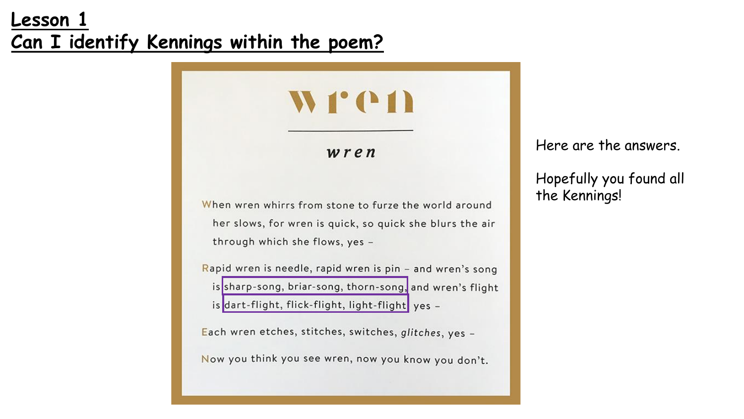# Lesson 1
# Can I identify Kennings within the poem?

## wren

***wren***

When wren whirrs from stone to furze the world around
her slows, for wren is quick, so quick she blurs the air
through which she flows, yes –

Rapid wren is needle, rapid wren is pin – and wren's song
is sharp-song, briar-song, thorn-song, and wren's flight
is dart-flight, flick-flight, light-flight yes –

Each wren etches, stitches, switches, *glitches*, yes –

Now you think you see wren, now you know you don't.

Here are the answers.

Hopefully you found all the Kennings!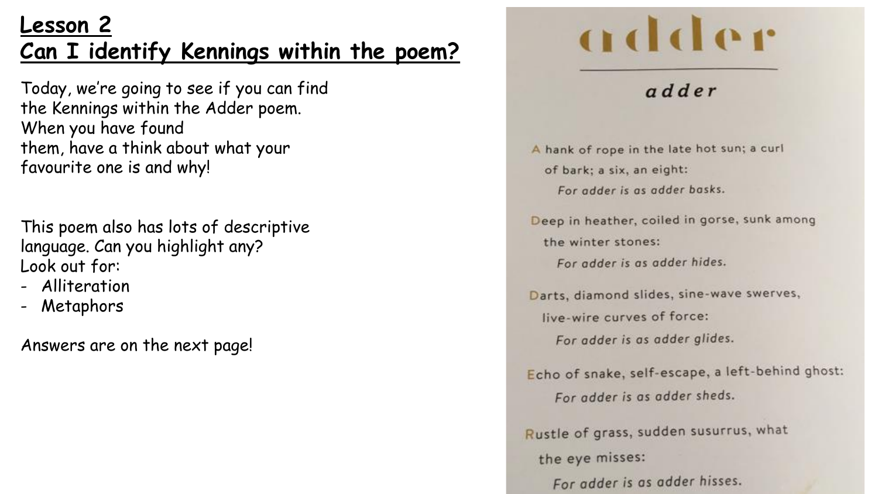# Lesson 2
# Can I identify Kennings within the poem?

Today, we're going to see if you can find the Kennings within the Adder poem. When you have found them, have a think about what your favourite one is and why!

This poem also has lots of descriptive language. Can you highlight any? Look out for:

- Alliteration
- Metaphors

Answers are on the next page!

## adder

### adder

A hank of rope in the late hot sun; a curl
of bark; a six, an eight:
*For adder is as adder basks.*

Deep in heather, coiled in gorse, sunk among
the winter stones:
*For adder is as adder hides.*

Darts, diamond slides, sine-wave swerves,
live-wire curves of force:
*For adder is as adder glides.*

Echo of snake, self-escape, a left-behind ghost:
*For adder is as adder sheds.*

Rustle of grass, sudden susurrus, what
the eye misses:
*For adder is as adder hisses.*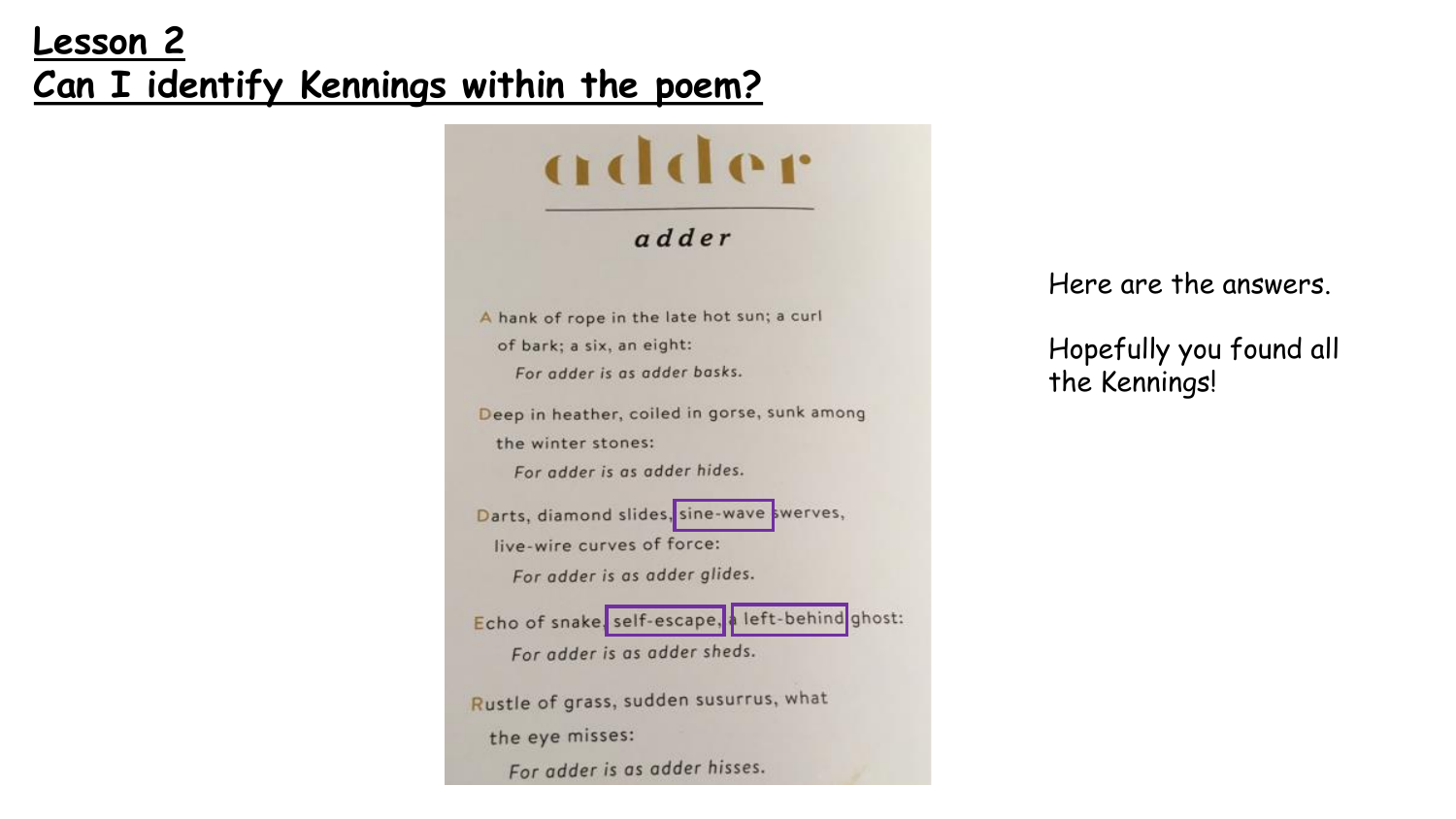# Lesson 2

# Can I identify Kennings within the poem?

adder

**adder**

A hank of rope in the late hot sun; a curl
of bark; a six, an eight:
*For adder is as adder basks.*

Deep in heather, coiled in gorse, sunk among
the winter stones:
*For adder is as adder hides.*

Darts, diamond slides, sine-wave swerves,
live-wire curves of force:
*For adder is as adder glides.*

Echo of snake, self-escape, a left-behind ghost:
*For adder is as adder sheds.*

Rustle of grass, sudden susurrus, what
the eye misses:
*For adder is as adder hisses.*

Here are the answers.

Hopefully you found all the Kennings!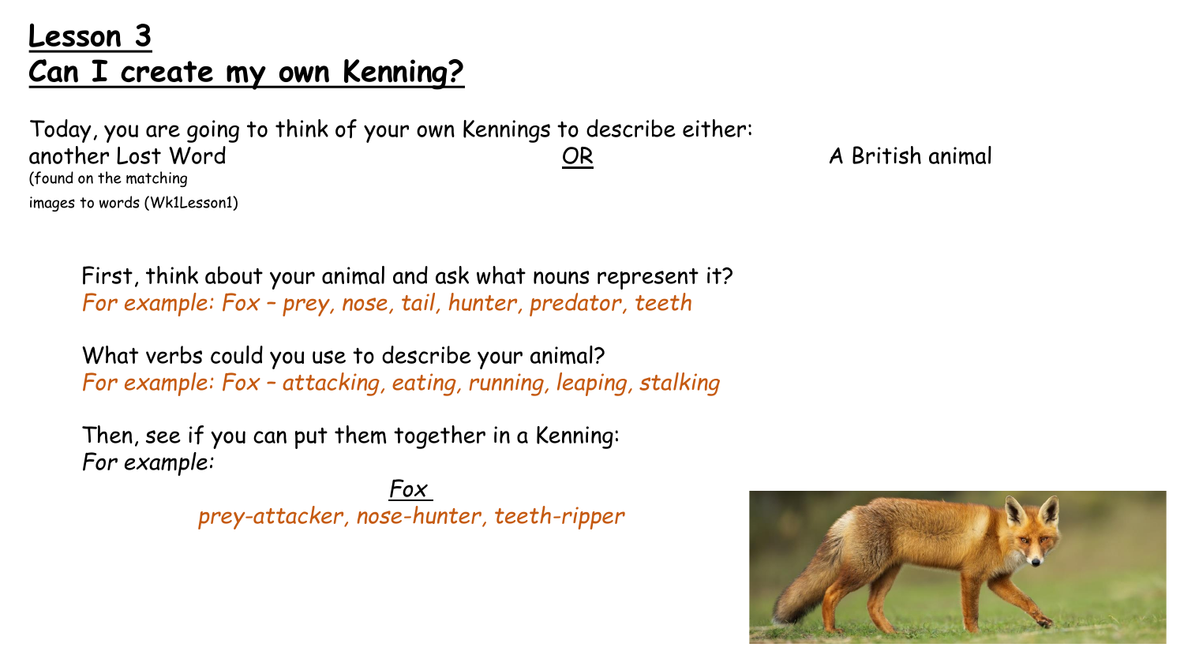# Lesson 3
# Can I create my own Kenning?

Today, you are going to think of your own Kennings to describe either:

another Lost Word (found on the matching images to words (Wk1Lesson1)) <u>OR</u> A British animal

First, think about your animal and ask what nouns represent it?
*For example: Fox – prey, nose, tail, hunter, predator, teeth*

What verbs could you use to describe your animal?
*For example: Fox – attacking, eating, running, leaping, stalking*

Then, see if you can put them together in a Kenning:
*For example:*

*<u>Fox</u>*
*prey-attacker, nose-hunter, teeth-ripper*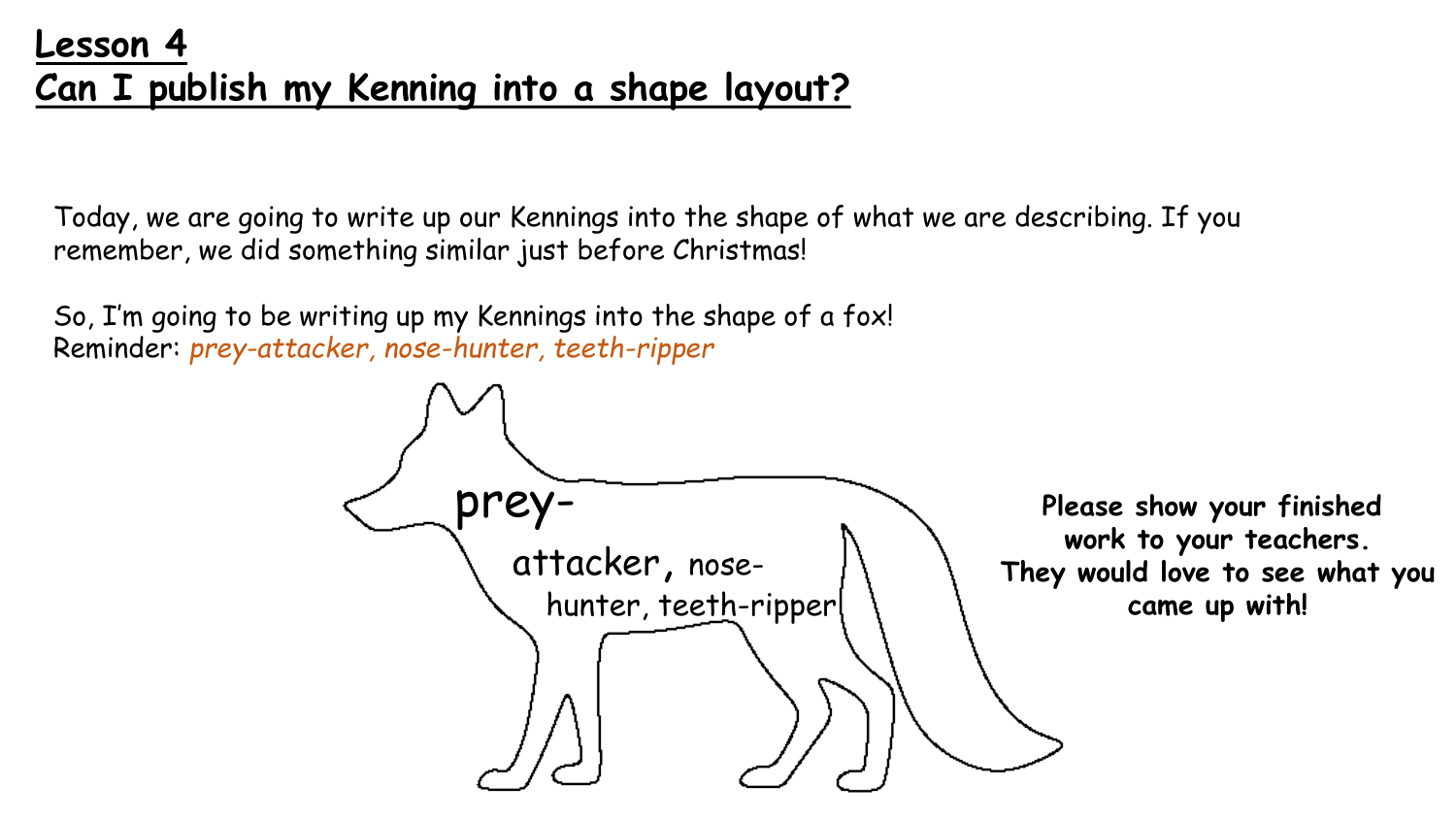# Lesson 4
# Can I publish my Kenning into a shape layout?

Today, we are going to write up our Kennings into the shape of what we are describing. If you remember, we did something similar just before Christmas!

So, I'm going to be writing up my Kennings into the shape of a fox!
Reminder: *prey-attacker, nose-hunter, teeth-ripper*

prey-
attacker, nose-
hunter, teeth-ripper

**Please show your finished work to your teachers. They would love to see what you came up with!**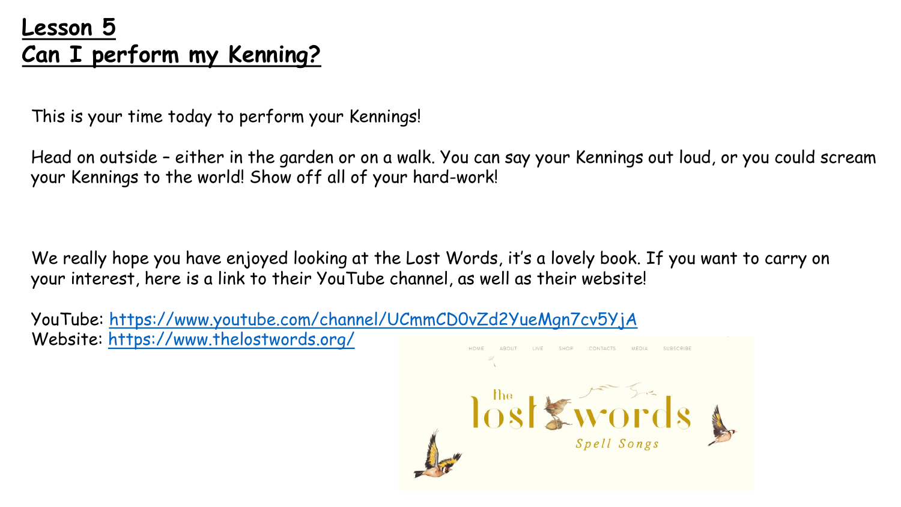# Lesson 5
# Can I perform my Kenning?

This is your time today to perform your Kennings!

Head on outside – either in the garden or on a walk. You can say your Kennings out loud, or you could scream your Kennings to the world! Show off all of your hard-work!

We really hope you have enjoyed looking at the Lost Words, it's a lovely book. If you want to carry on your interest, here is a link to their YouTube channel, as well as their website!

YouTube: https://www.youtube.com/channel/UCmmCD0vZd2YueMgn7cv5YjA
Website: https://www.thelostwords.org/